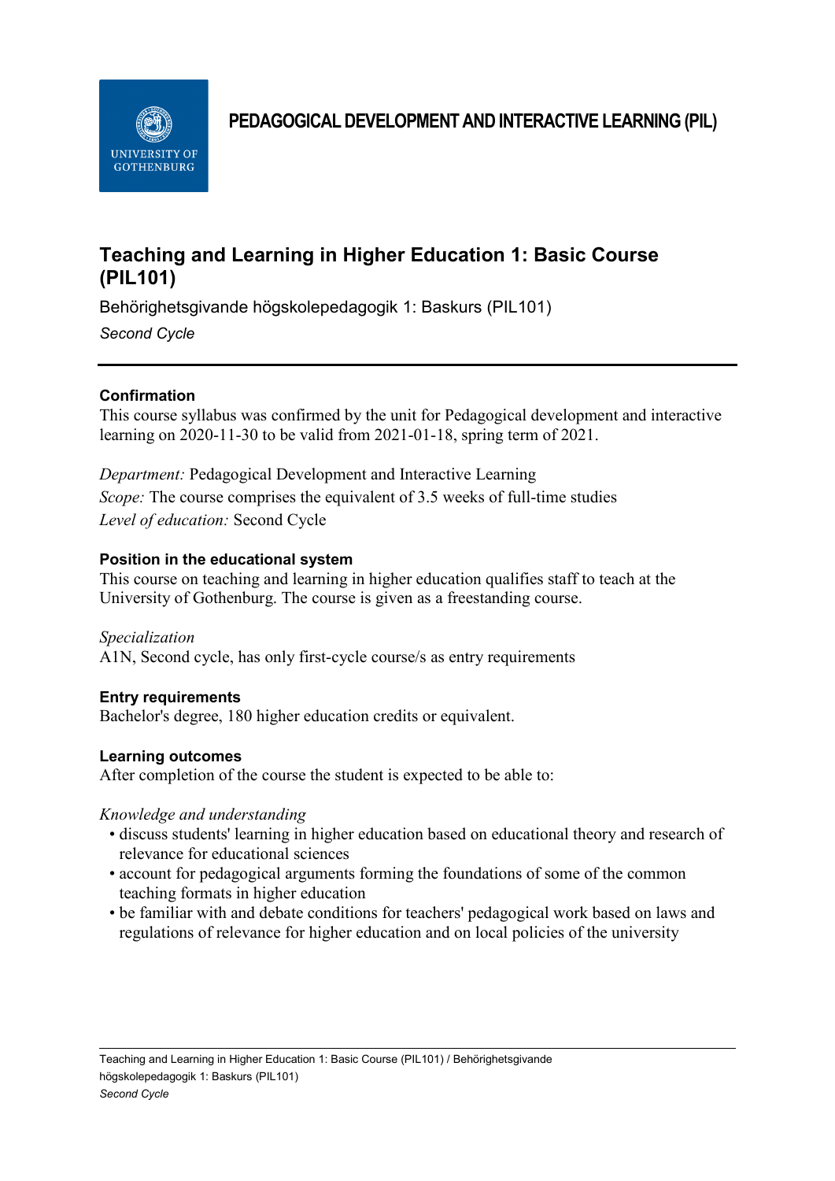# PEDAGOGICAL DEVELOPMENT AND INTERACTIVE LEARNING (PIL)

## Teaching and Learning in Higher Education 1: Basic Course (PIL101)

Behörighetsgivande högskolepedagogik 1: Baskurs (PIL101)

*Second Cycle*

---

### Confirmation

This course syllabus was confirmed by the unit for Pedagogical development and interactive learning on 2020-11-30 to be valid from 2021-01-18, spring term of 2021.

*Department:* Pedagogical Development and Interactive Learning
*Scope:* The course comprises the equivalent of 3.5 weeks of full-time studies
*Level of education:* Second Cycle

### Position in the educational system

This course on teaching and learning in higher education qualifies staff to teach at the University of Gothenburg. The course is given as a freestanding course.

*Specialization*
A1N, Second cycle, has only first-cycle course/s as entry requirements

### Entry requirements

Bachelor's degree, 180 higher education credits or equivalent.

### Learning outcomes

After completion of the course the student is expected to be able to:

*Knowledge and understanding*

- discuss students' learning in higher education based on educational theory and research of relevance for educational sciences
- account for pedagogical arguments forming the foundations of some of the common teaching formats in higher education
- be familiar with and debate conditions for teachers' pedagogical work based on laws and regulations of relevance for higher education and on local policies of the university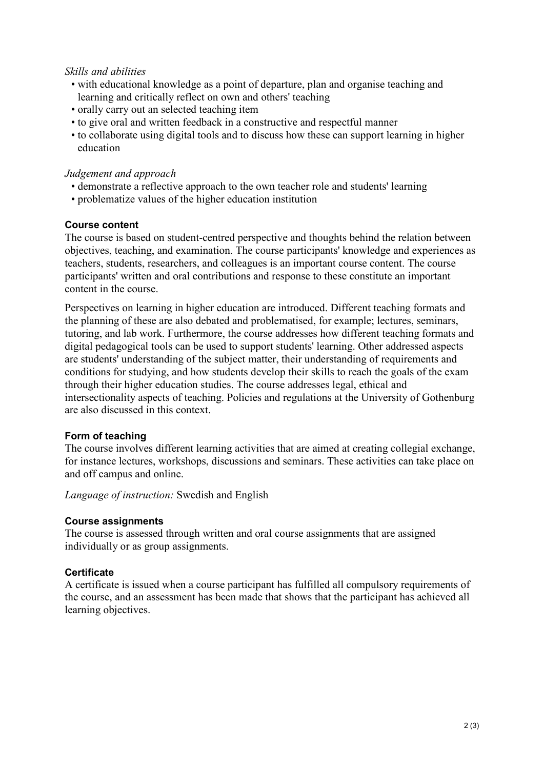*Skills and abilities*

- with educational knowledge as a point of departure, plan and organise teaching and learning and critically reflect on own and others' teaching
- orally carry out an selected teaching item
- to give oral and written feedback in a constructive and respectful manner
- to collaborate using digital tools and to discuss how these can support learning in higher education

*Judgement and approach*

- demonstrate a reflective approach to the own teacher role and students' learning
- problematize values of the higher education institution

### Course content

The course is based on student-centred perspective and thoughts behind the relation between objectives, teaching, and examination. The course participants' knowledge and experiences as teachers, students, researchers, and colleagues is an important course content. The course participants' written and oral contributions and response to these constitute an important content in the course.

Perspectives on learning in higher education are introduced. Different teaching formats and the planning of these are also debated and problematised, for example; lectures, seminars, tutoring, and lab work. Furthermore, the course addresses how different teaching formats and digital pedagogical tools can be used to support students' learning. Other addressed aspects are students' understanding of the subject matter, their understanding of requirements and conditions for studying, and how students develop their skills to reach the goals of the exam through their higher education studies. The course addresses legal, ethical and intersectionality aspects of teaching. Policies and regulations at the University of Gothenburg are also discussed in this context.

### Form of teaching

The course involves different learning activities that are aimed at creating collegial exchange, for instance lectures, workshops, discussions and seminars. These activities can take place on and off campus and online.

*Language of instruction:* Swedish and English

### Course assignments

The course is assessed through written and oral course assignments that are assigned individually or as group assignments.

### Certificate

A certificate is issued when a course participant has fulfilled all compulsory requirements of the course, and an assessment has been made that shows that the participant has achieved all learning objectives.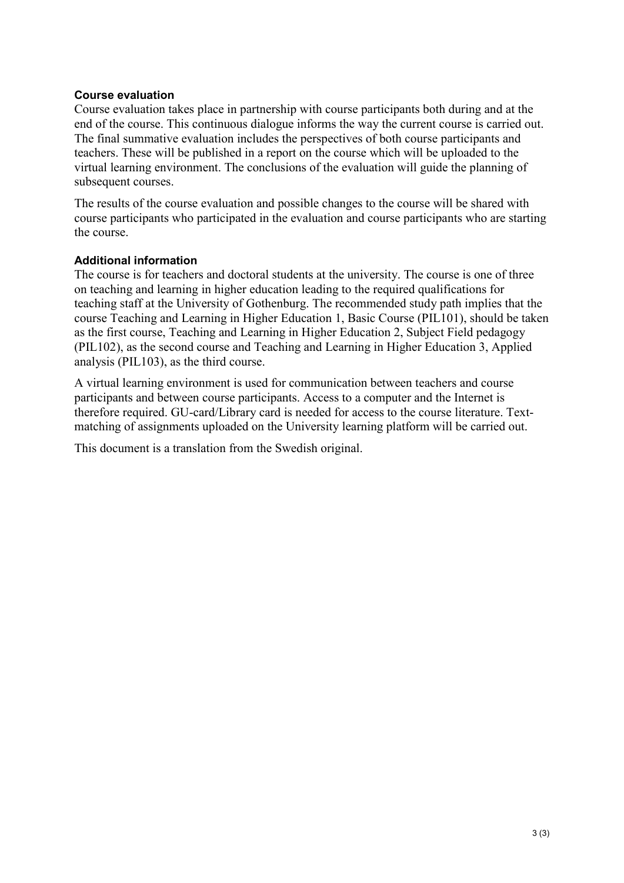### Course evaluation

Course evaluation takes place in partnership with course participants both during and at the end of the course. This continuous dialogue informs the way the current course is carried out. The final summative evaluation includes the perspectives of both course participants and teachers. These will be published in a report on the course which will be uploaded to the virtual learning environment. The conclusions of the evaluation will guide the planning of subsequent courses.

The results of the course evaluation and possible changes to the course will be shared with course participants who participated in the evaluation and course participants who are starting the course.

### Additional information

The course is for teachers and doctoral students at the university. The course is one of three on teaching and learning in higher education leading to the required qualifications for teaching staff at the University of Gothenburg. The recommended study path implies that the course Teaching and Learning in Higher Education 1, Basic Course (PIL101), should be taken as the first course, Teaching and Learning in Higher Education 2, Subject Field pedagogy (PIL102), as the second course and Teaching and Learning in Higher Education 3, Applied analysis (PIL103), as the third course.

A virtual learning environment is used for communication between teachers and course participants and between course participants. Access to a computer and the Internet is therefore required. GU-card/Library card is needed for access to the course literature. Text-matching of assignments uploaded on the University learning platform will be carried out.

This document is a translation from the Swedish original.